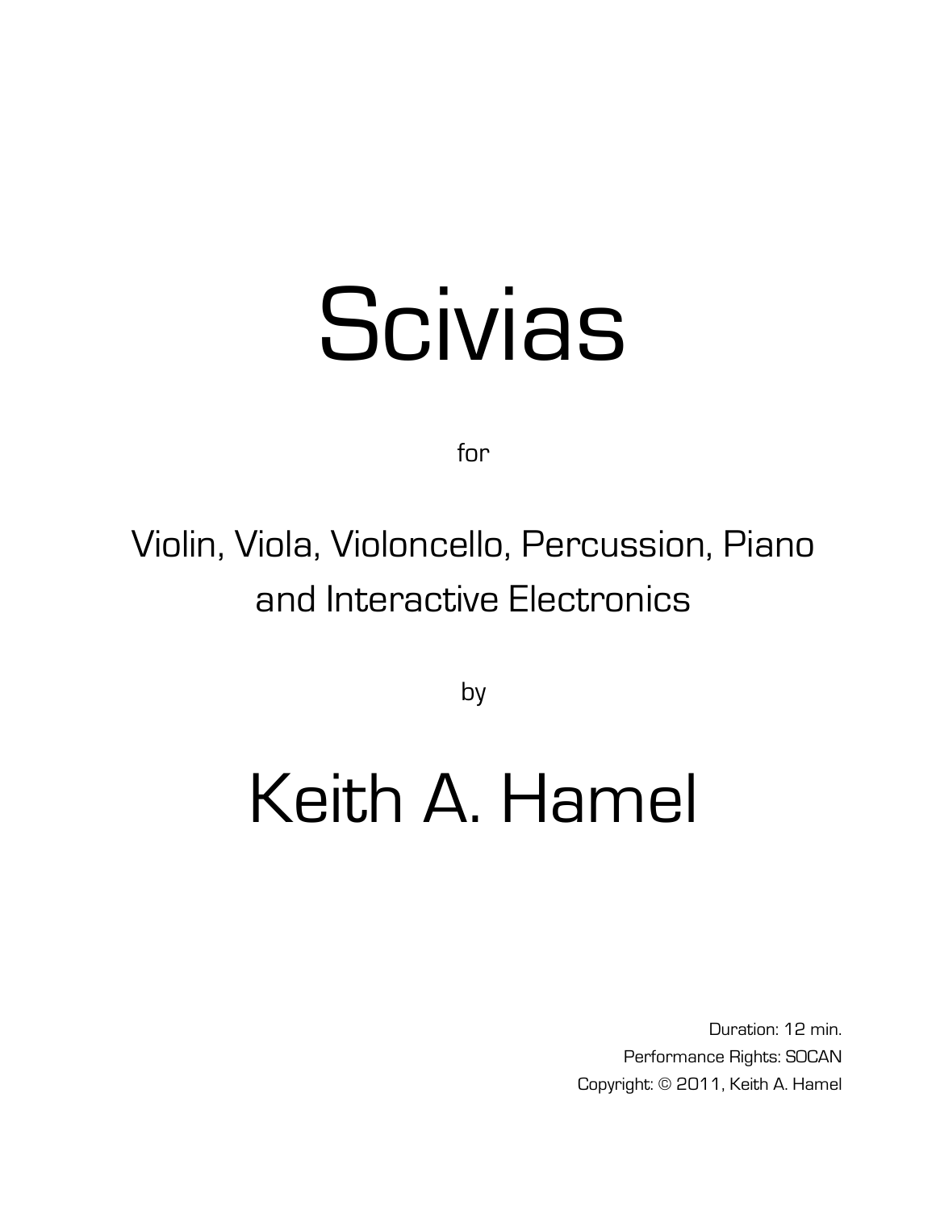# Scivias

for

Violin, Viola, Violoncello, Percussion, Piano
and Interactive Electronics

by

# Keith A. Hamel

Duration: 12 min.
Performance Rights: SOCAN
Copyright: © 2011, Keith A. Hamel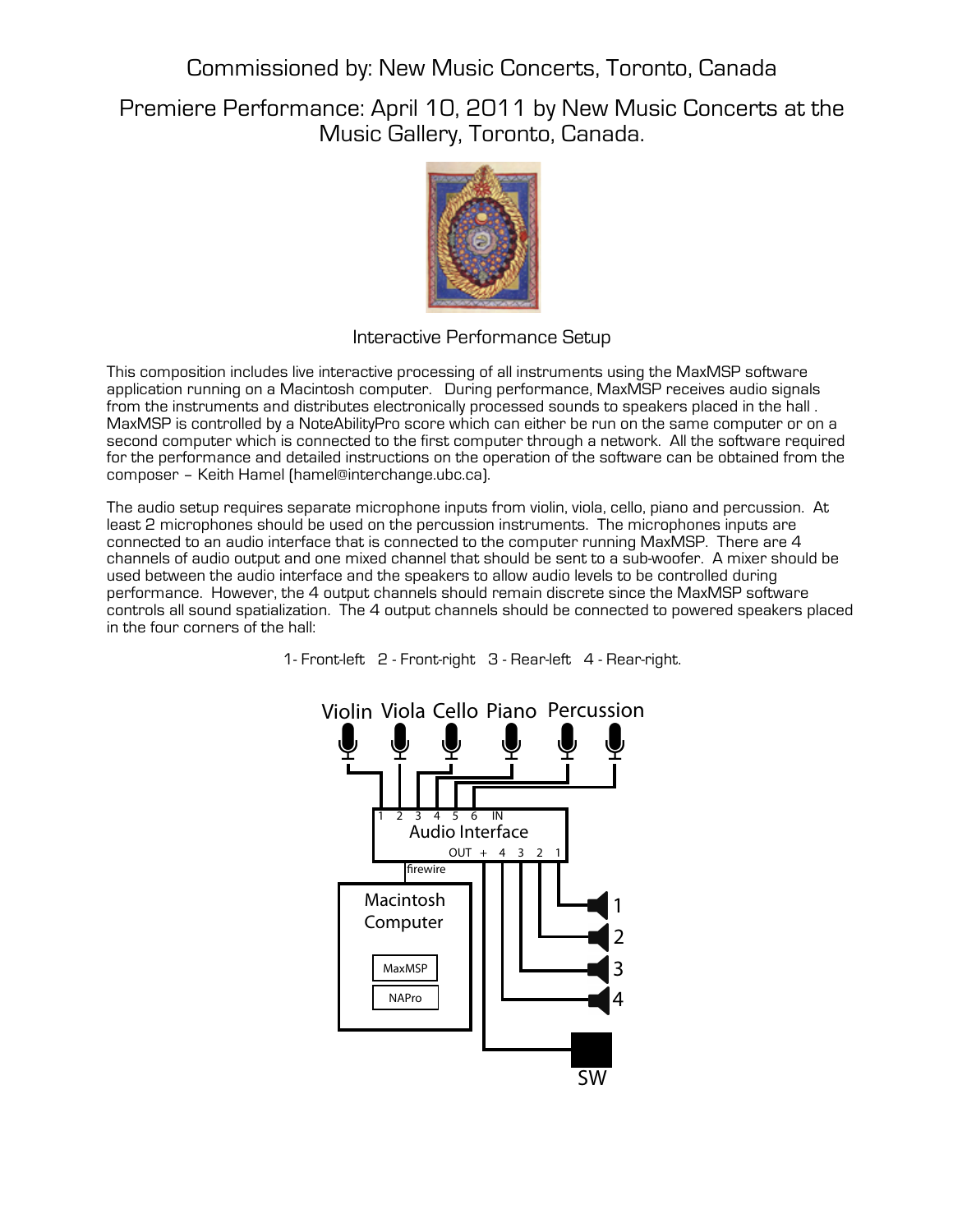Commissioned by: New Music Concerts, Toronto, Canada

Premiere Performance: April 10, 2011 by New Music Concerts at the Music Gallery, Toronto, Canada.

## Interactive Performance Setup

This composition includes live interactive processing of all instruments using the MaxMSP software application running on a Macintosh computer. During performance, MaxMSP receives audio signals from the instruments and distributes electronically processed sounds to speakers placed in the hall . MaxMSP is controlled by a NoteAbilityPro score which can either be run on the same computer or on a second computer which is connected to the first computer through a network. All the software required for the performance and detailed instructions on the operation of the software can be obtained from the composer – Keith Hamel (hamel@interchange.ubc.ca).

The audio setup requires separate microphone inputs from violin, viola, cello, piano and percussion. At least 2 microphones should be used on the percussion instruments. The microphones inputs are connected to an audio interface that is connected to the computer running MaxMSP. There are 4 channels of audio output and one mixed channel that should be sent to a sub-woofer. A mixer should be used between the audio interface and the speakers to allow audio levels to be controlled during performance. However, the 4 output channels should remain discrete since the MaxMSP software controls all sound spatialization. The 4 output channels should be connected to powered speakers placed in the four corners of the hall:

1- Front-left 2 - Front-right 3 - Rear-left 4 - Rear-right.

Violin Viola Cello Piano Percussion

1 2 3 4 5 6 IN

Audio Interface

OUT + 4 3 2 1

firewire

Macintosh Computer

MaxMSP

NAPro

1

2

3

4

SW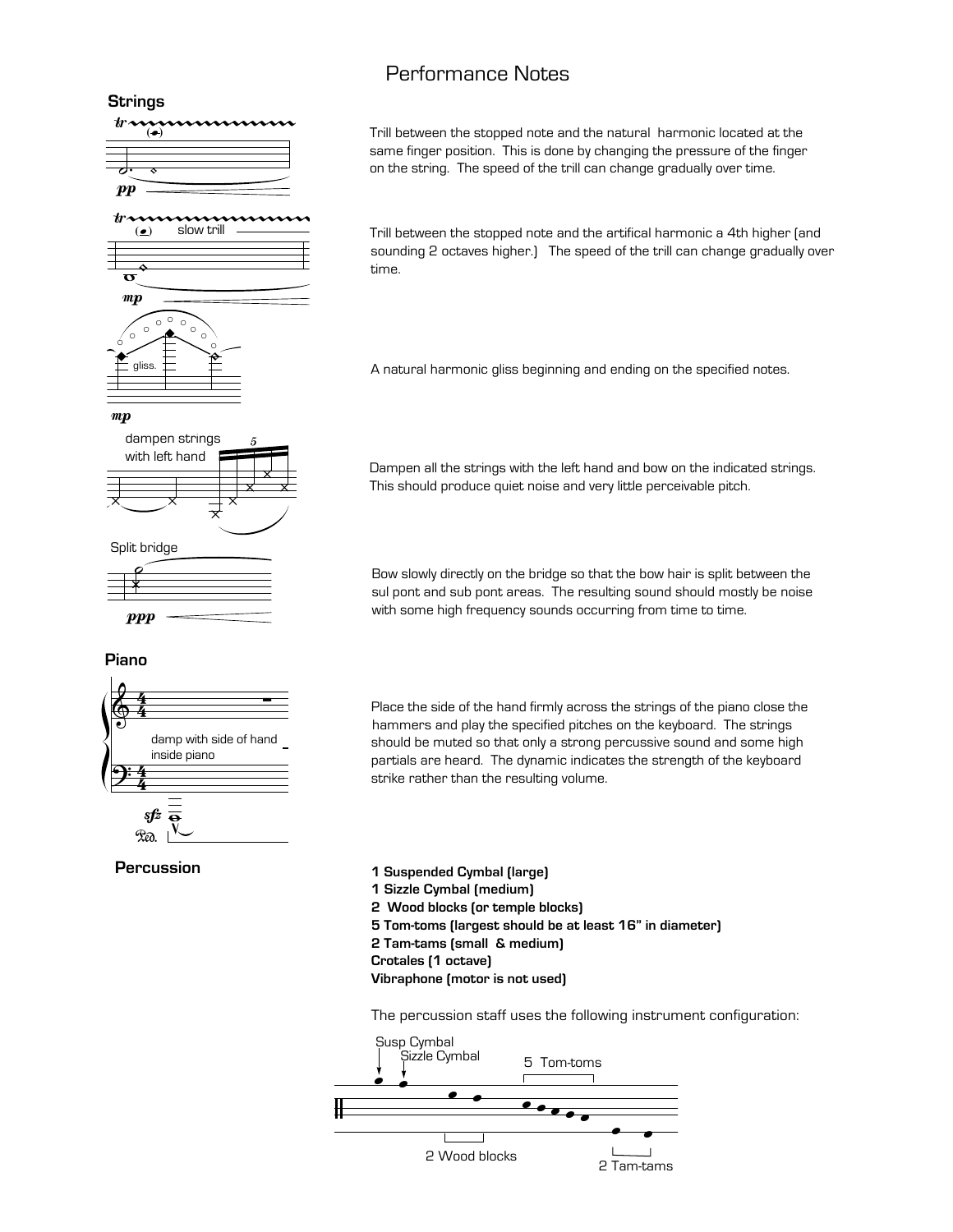# Performance Notes

## Strings

Trill between the stopped note and the natural harmonic located at the same finger position. This is done by changing the pressure of the finger on the string. The speed of the trill can change gradually over time.

Trill between the stopped note and the artifical harmonic a 4th higher (and sounding 2 octaves higher.) The speed of the trill can change gradually over time.

A natural harmonic gliss beginning and ending on the specified notes.

Dampen all the strings with the left hand and bow on the indicated strings. This should produce quiet noise and very little perceivable pitch.

Split bridge

Bow slowly directly on the bridge so that the bow hair is split between the sul pont and sub pont areas. The resulting sound should mostly be noise with some high frequency sounds occurring from time to time.

## Piano

Place the side of the hand firmly across the strings of the piano close the hammers and play the specified pitches on the keyboard. The strings should be muted so that only a strong percussive sound and some high partials are heard. The dynamic indicates the strength of the keyboard strike rather than the resulting volume.

## Percussion

**1 Suspended Cymbal (large)**
**1 Sizzle Cymbal (medium)**
**2 Wood blocks (or temple blocks)**
**5 Tom-toms (largest should be at least 16" in diameter)**
**2 Tam-tams (small & medium)**
**Crotales (1 octave)**
**Vibraphone (motor is not used)**

The percussion staff uses the following instrument configuration:

Susp Cymbal, Sizzle Cymbal, 2 Wood blocks, 5 Tom-toms, 2 Tam-tams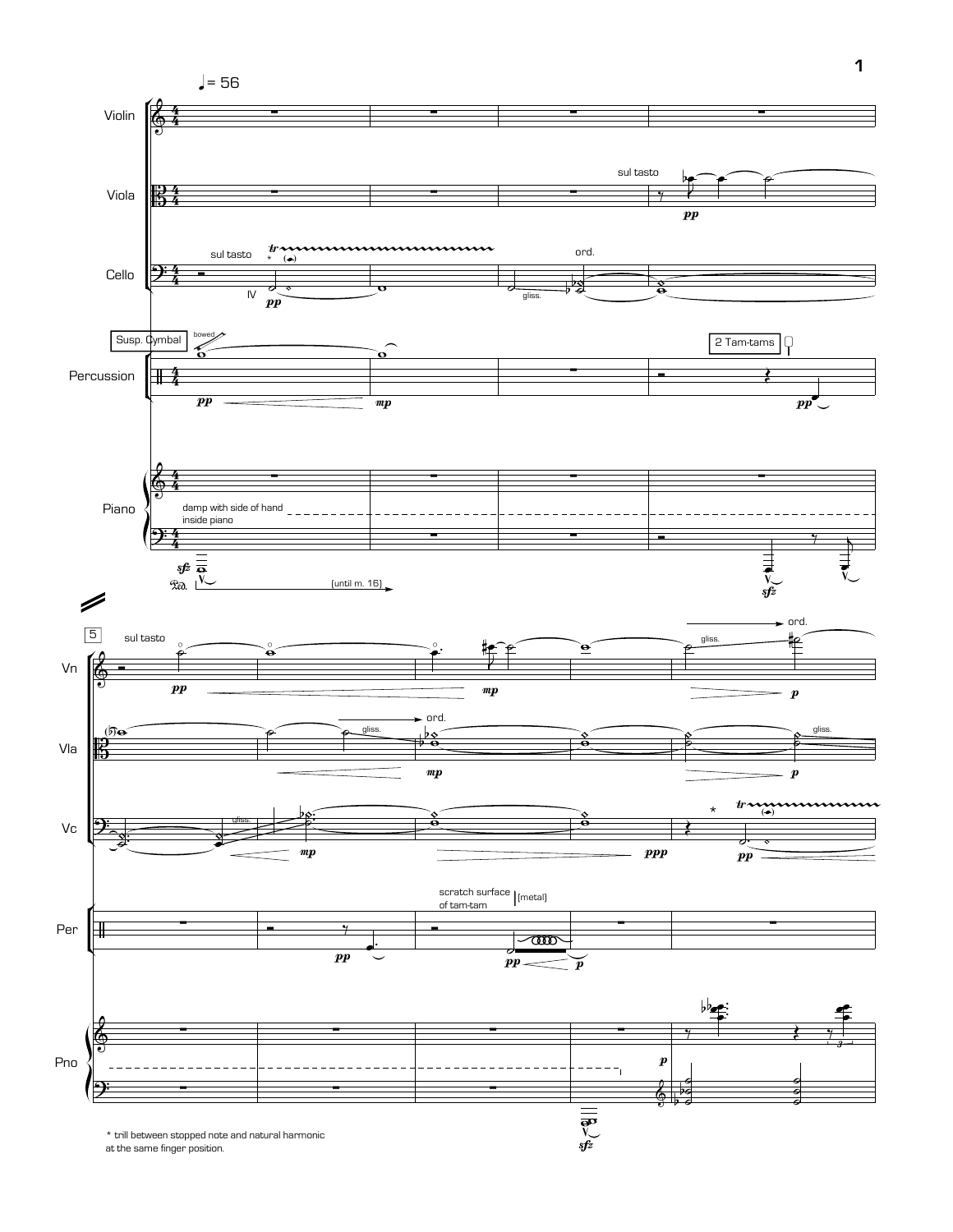* trill between stopped note and natural harmonic at the same finger position.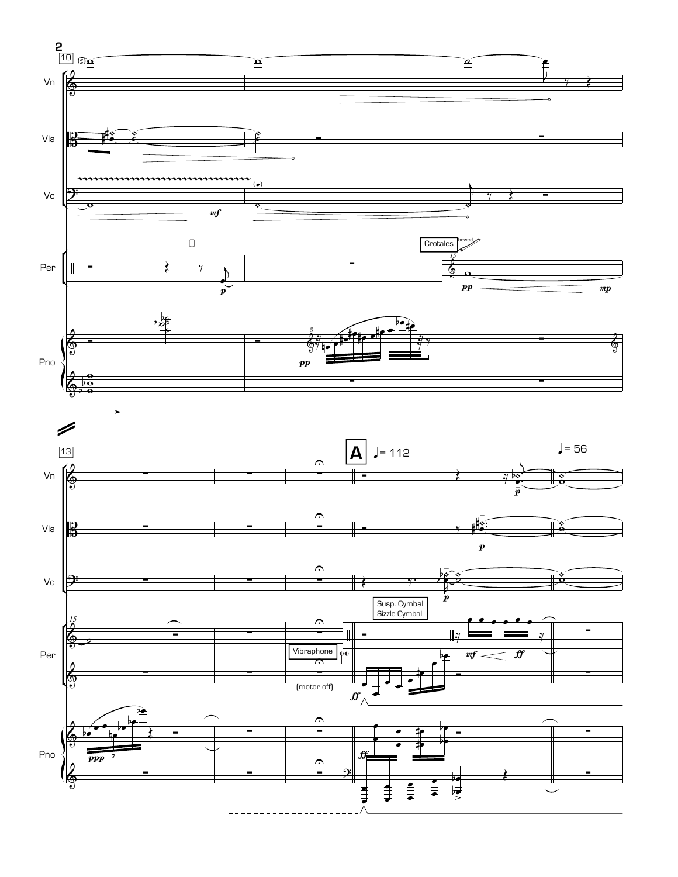10

Vn

Vla

Vc

Per

Crotales (bowed)

Pno

13

**A** ♩= 112

♩= 56

Susp. Cymbal
Sizzle Cymbal

Vibraphone

(motor off)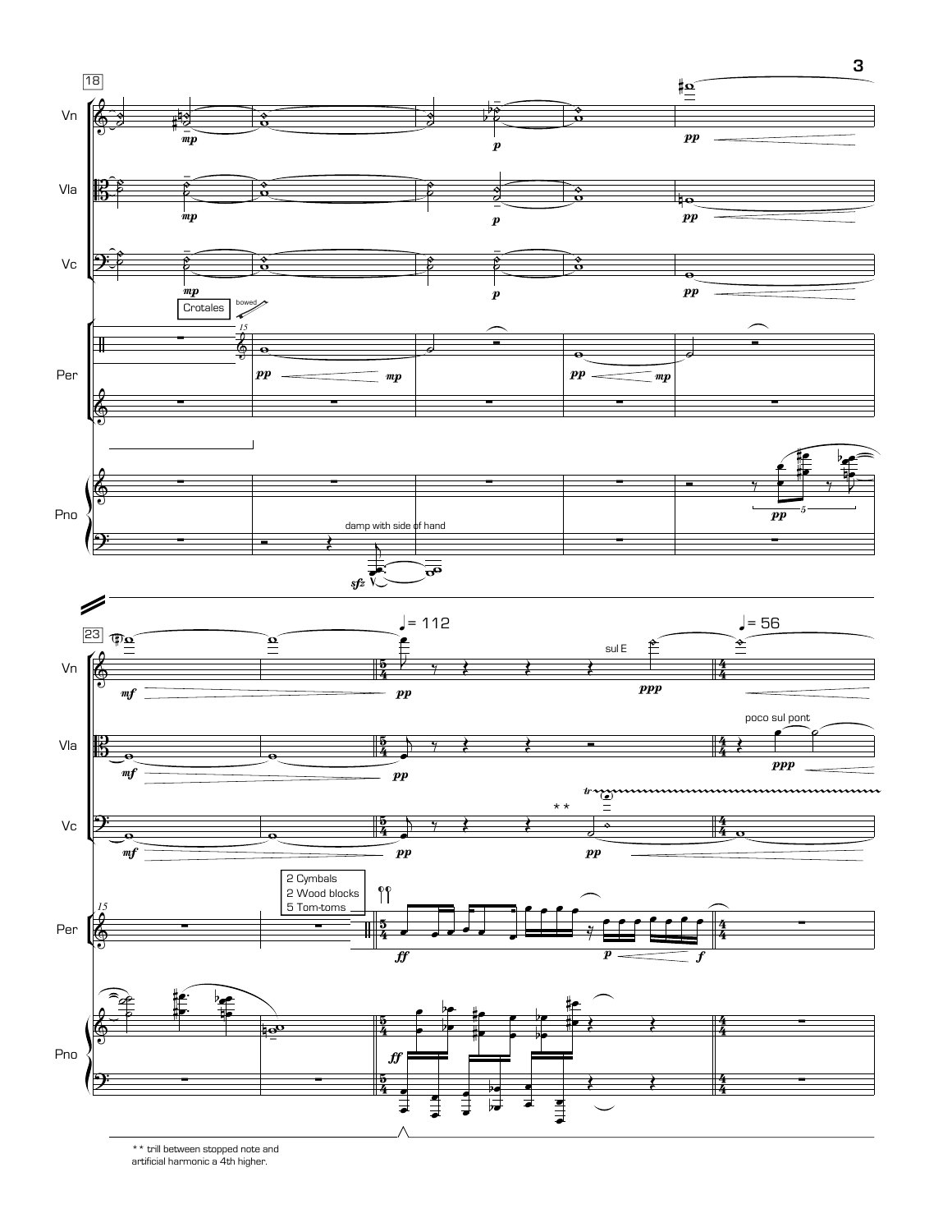** trill between stopped note and artificial harmonic a 4th higher.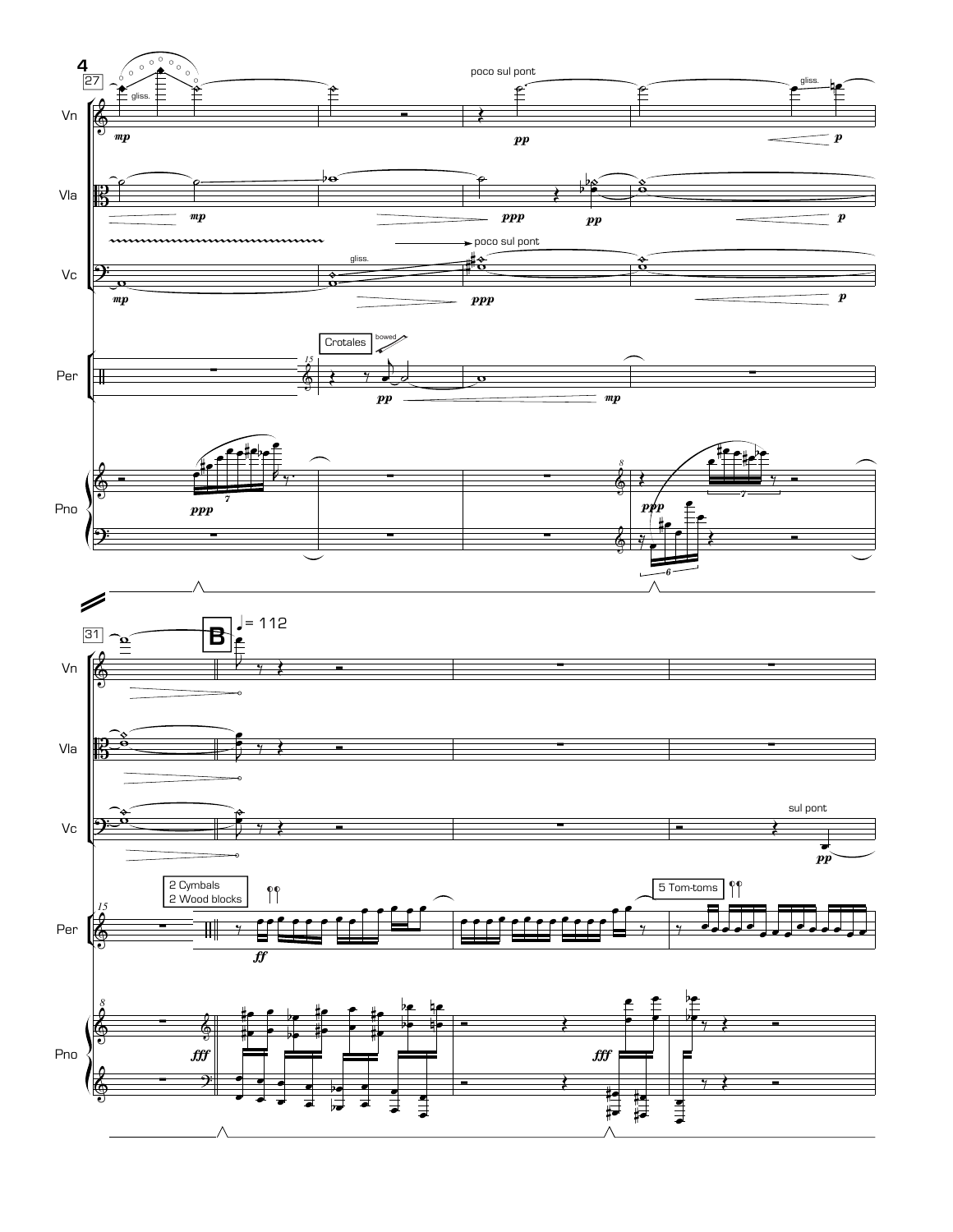27

gliss.

*mp*

poco sul pont

*pp*

gliss.

*p*

*mp*

*ppp*

*pp*

*p*

gliss.

poco sul pont

*mp*

*ppp*

*p*

Crotales

bowed

*pp*

*mp*

*ppp*

7

*ppp*

7

6

31

**B**

♩= 112

sul pont

*pp*

2 Cymbals
2 Wood blocks

*ff*

5 Tom-toms

*fff*

*fff*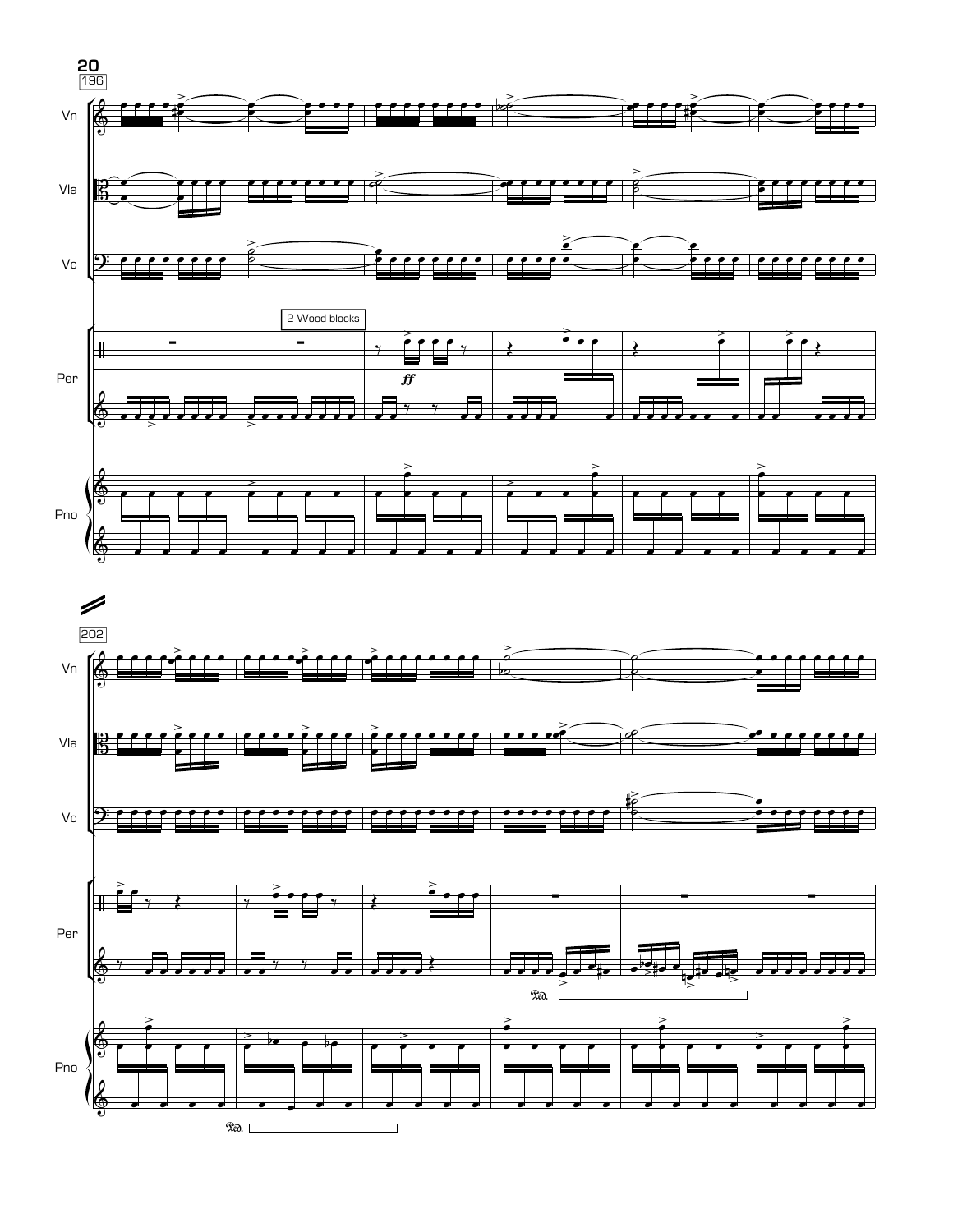196

Vn

Vla

Vc

2 Wood blocks

*ff*

Per

Pno

202

Vn

Vla

Vc

Per

Ped.

Pno

Ped.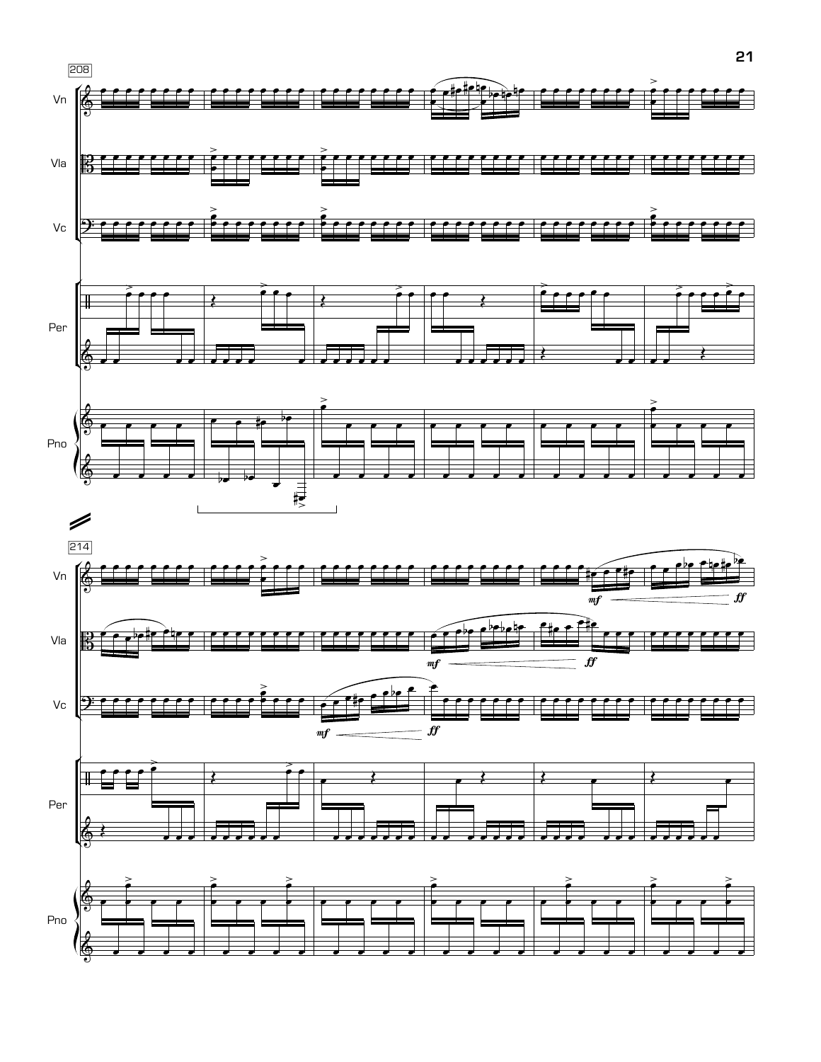208

Vn

Vla

Vc

Per

Pno

214

Vn

*mf* *ff*

Vla

*mf* *ff*

Vc

*mf* *ff*

Per

Pno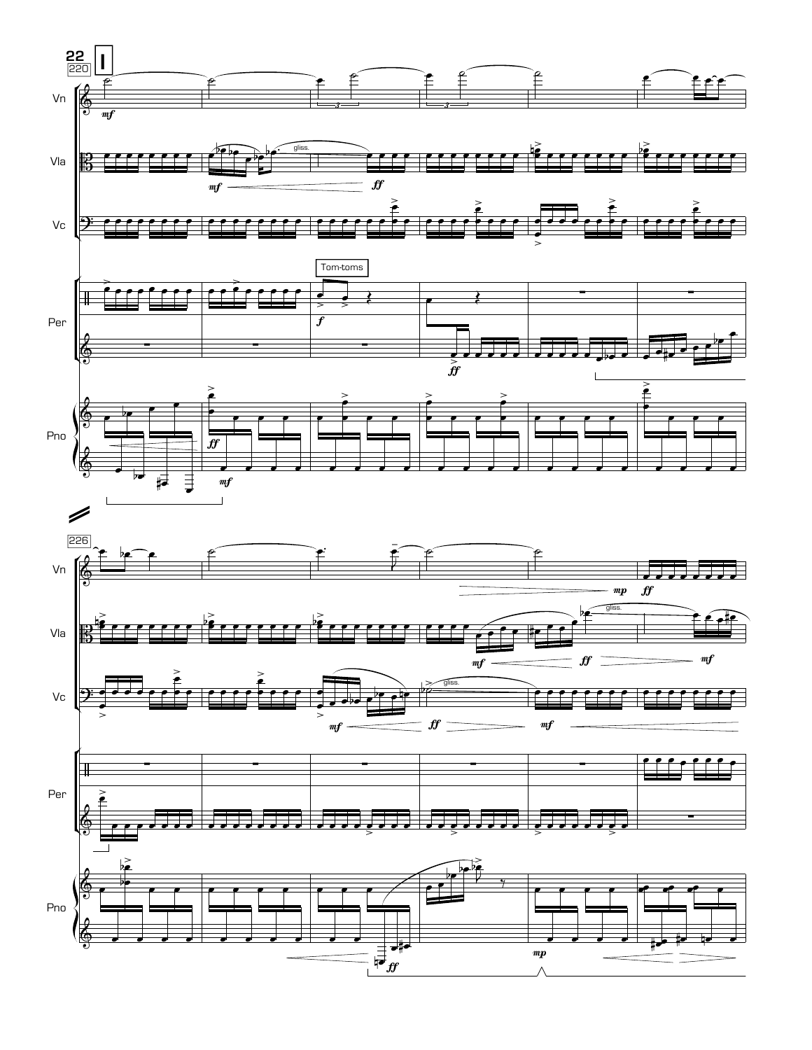**I**

220

Vn

Vla

Vc

Tom-toms

Per

Pno

226

Vn

Vla

Vc

Per

Pno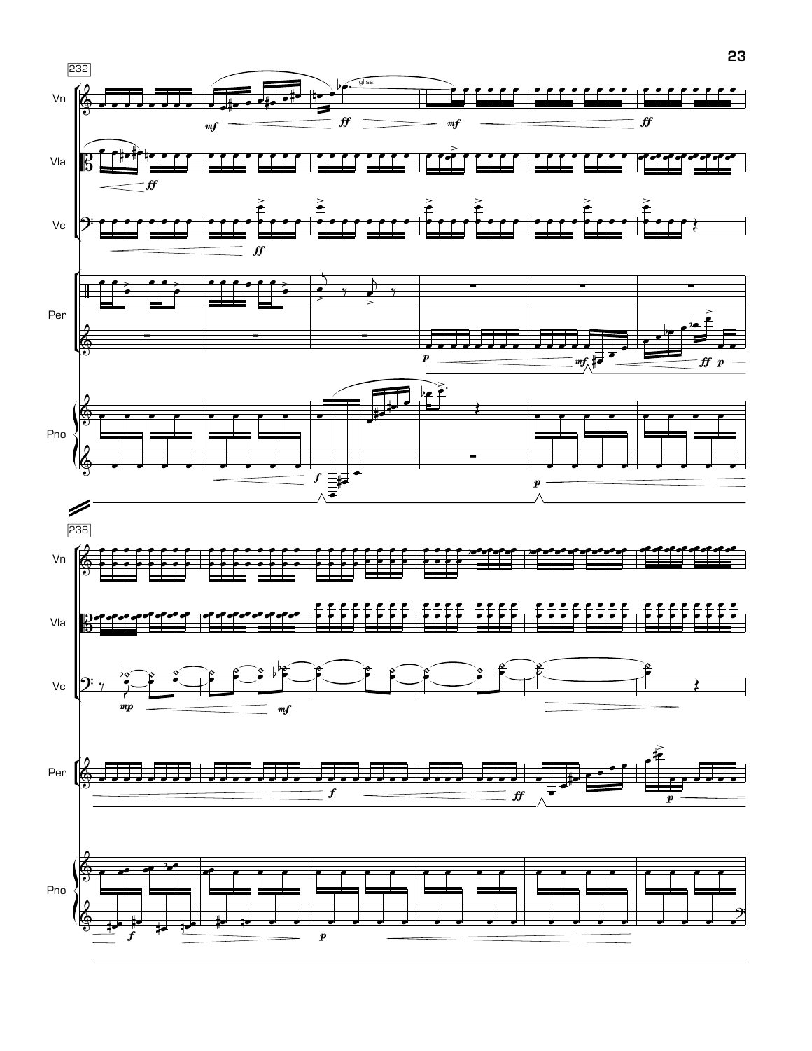232

Vn

Vla

Vc

Per

Pno

*mf* *ff* *mf* *ff* gliss.

*ff*

*ff*

*p* *mf* *ff* *p*

*f* *p*

238

Vn

Vla

Vc

Per

Pno

*mp* *mf*

*f* *ff* *p*

*f* *p*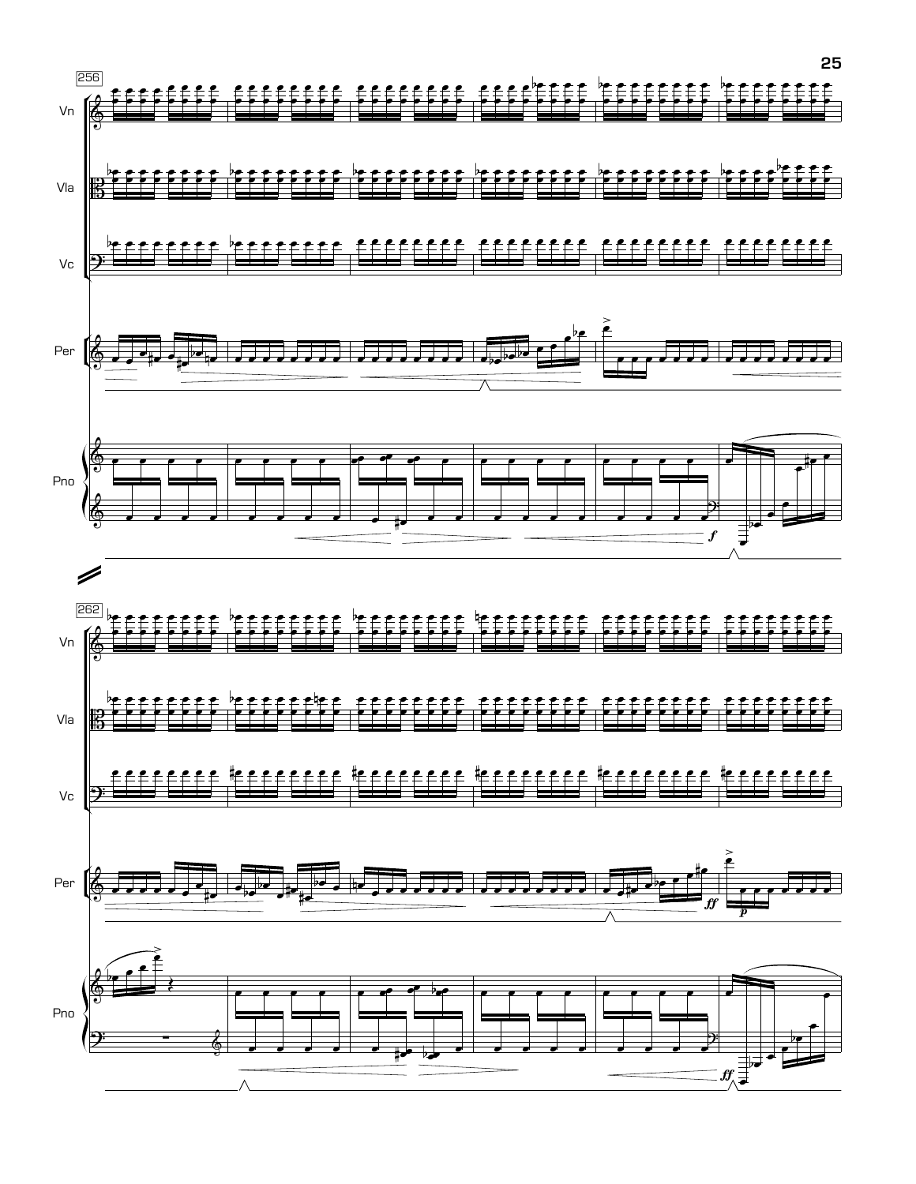256

Vn

Vla

Vc

Per

Pno

*f*

262

Vn

Vla

Vc

Per

*ff*

*p*

Pno

*ff*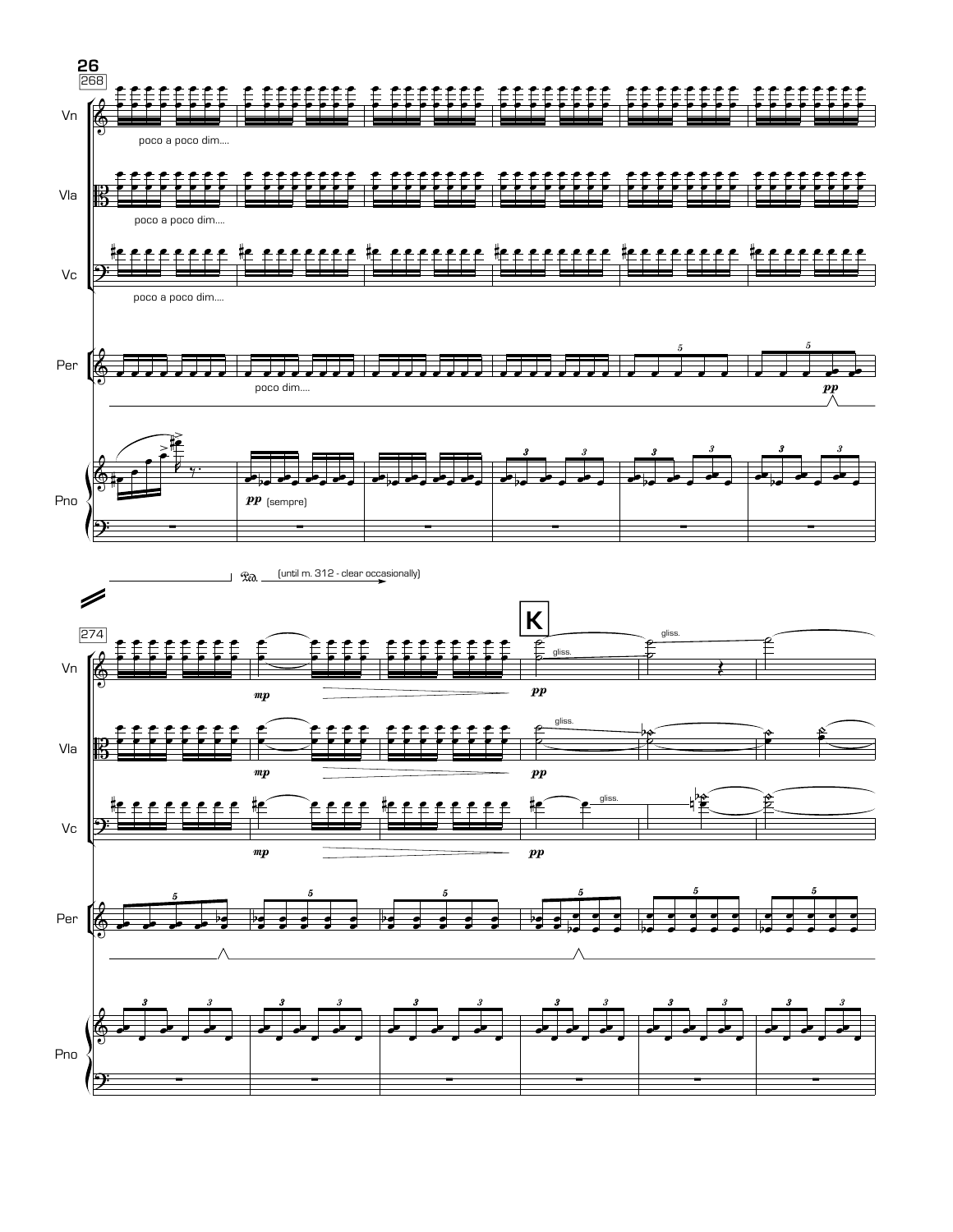268

Vn — poco a poco dim....

Vla — poco a poco dim....

Vc — poco a poco dim....

Per — poco dim.... *pp*

Pno — *pp* (sempre)

Ped. (until m. 312 - clear occasionally)

274

**K**

Vn — *mp* *pp* gliss. gliss.

Vla — *mp* *pp* gliss.

Vc — *mp* *pp* gliss.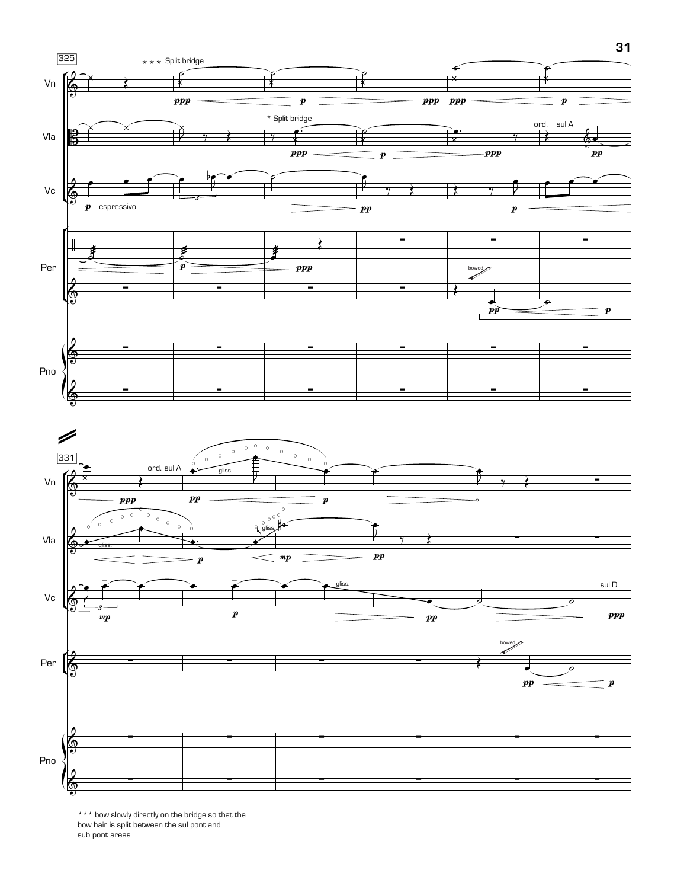\*\*\* bow slowly directly on the bridge so that the bow hair is split between the sul pont and sub pont areas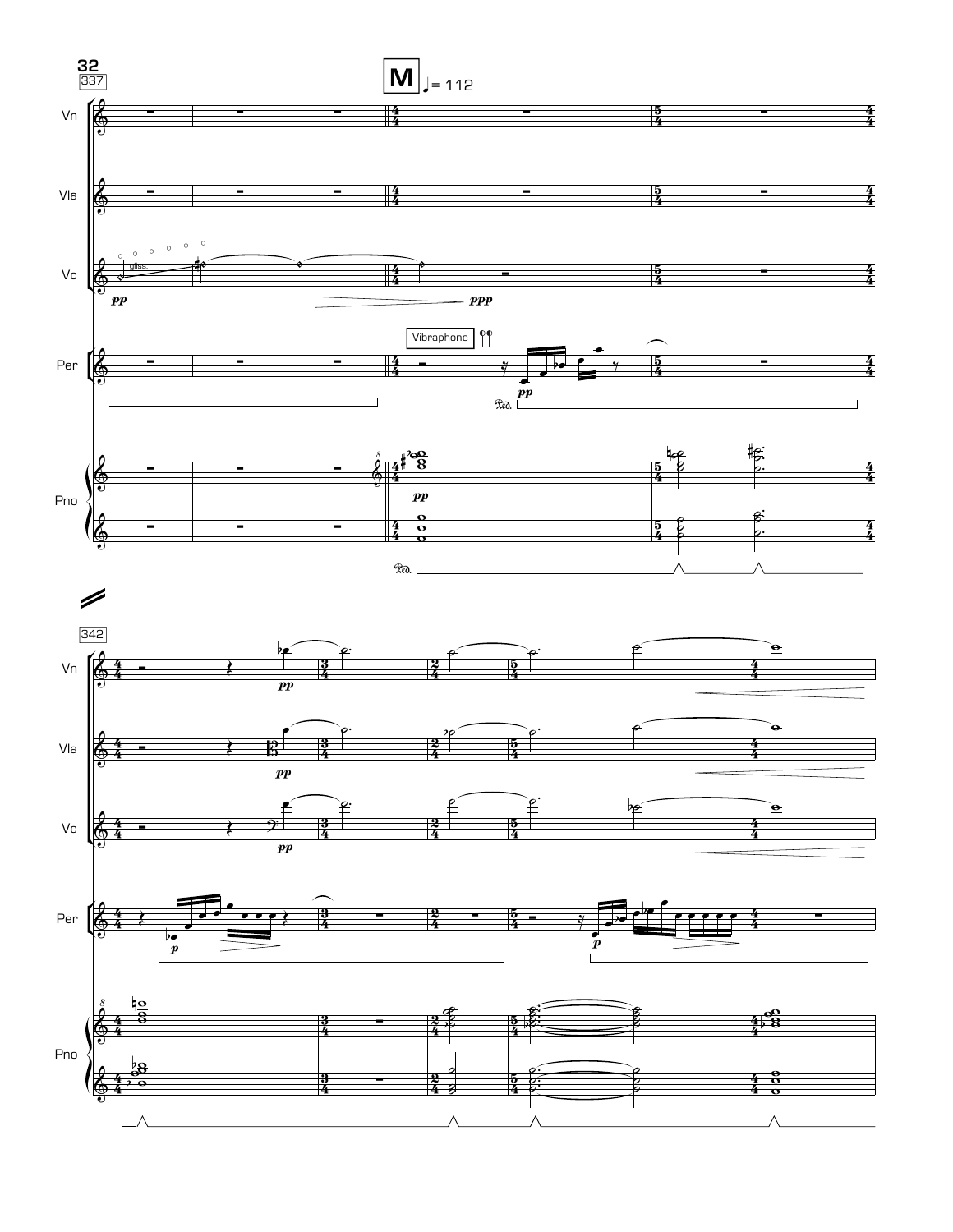337

**M** ♩ = 112

Vn

Vla

Vc — gliss. — *pp* — *ppp*

Per — Vibraphone — *pp* — Ped.

Pno — *pp* — Ped.

342

Vn — *pp*

Vla — *pp*

Vc — *pp*

Per — *p* — *p*

Pno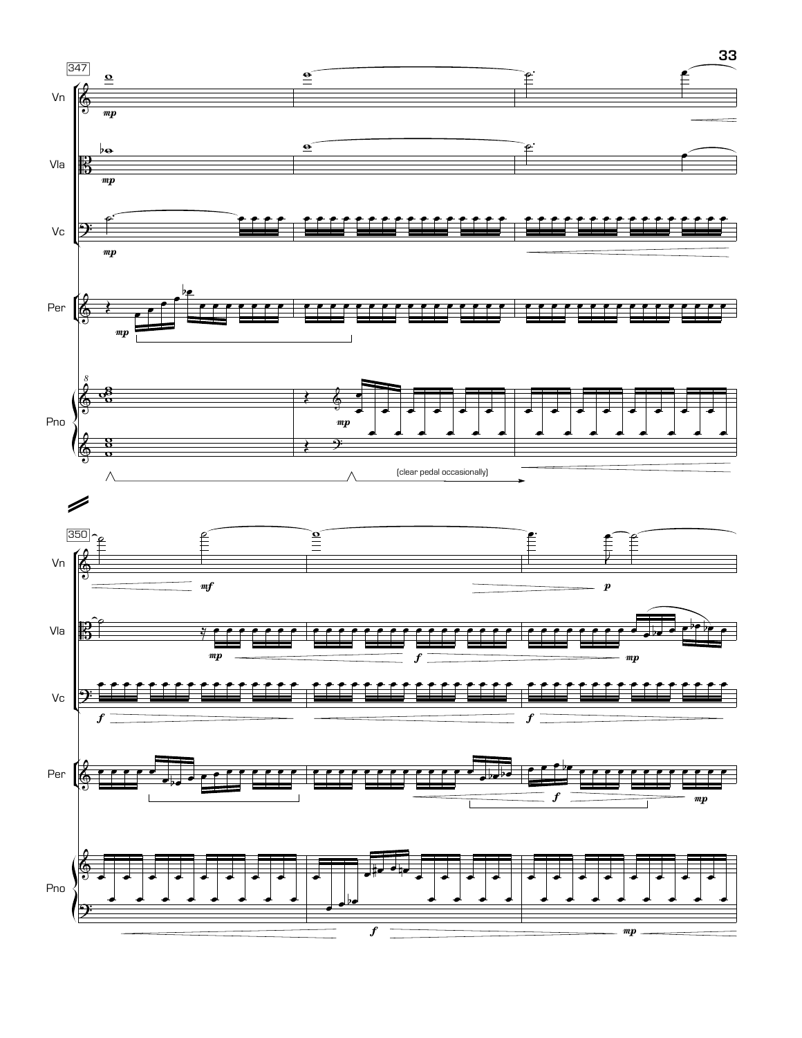347

Vn

Vla

Vc

Per

Pno

(clear pedal occasionally)

350

Vn

Vla

Vc

Per

Pno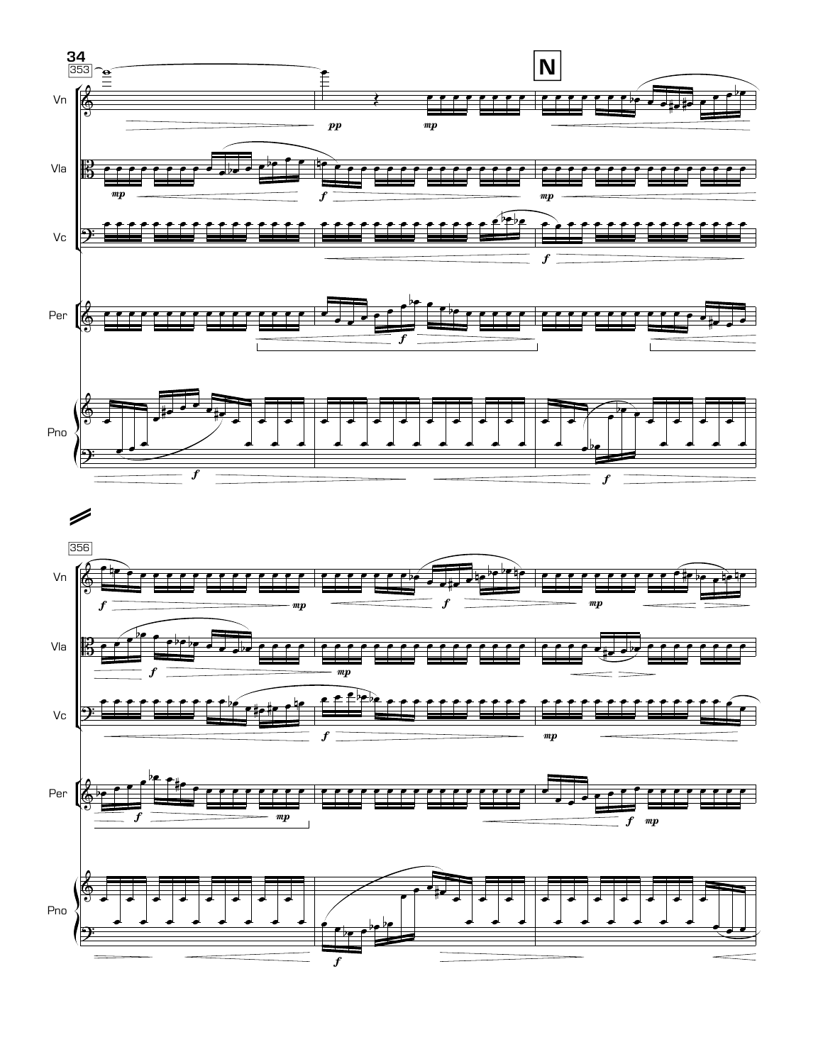353

**N**

Vn

Vla

Vc

Per

Pno

356

Vn

Vla

Vc

Per

Pno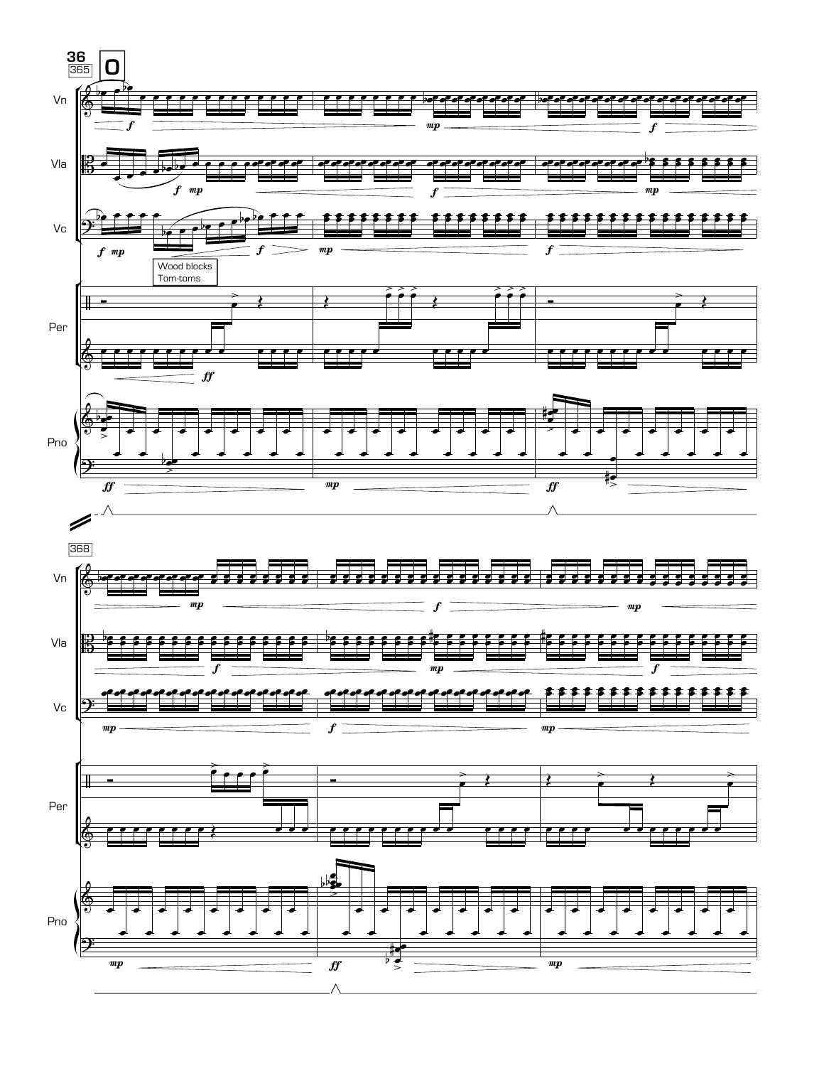**O**

365

Vn

Vla

Vc

Wood blocks
Tom-toms

Per

Pno

368

Vn

Vla

Vc

Per

Pno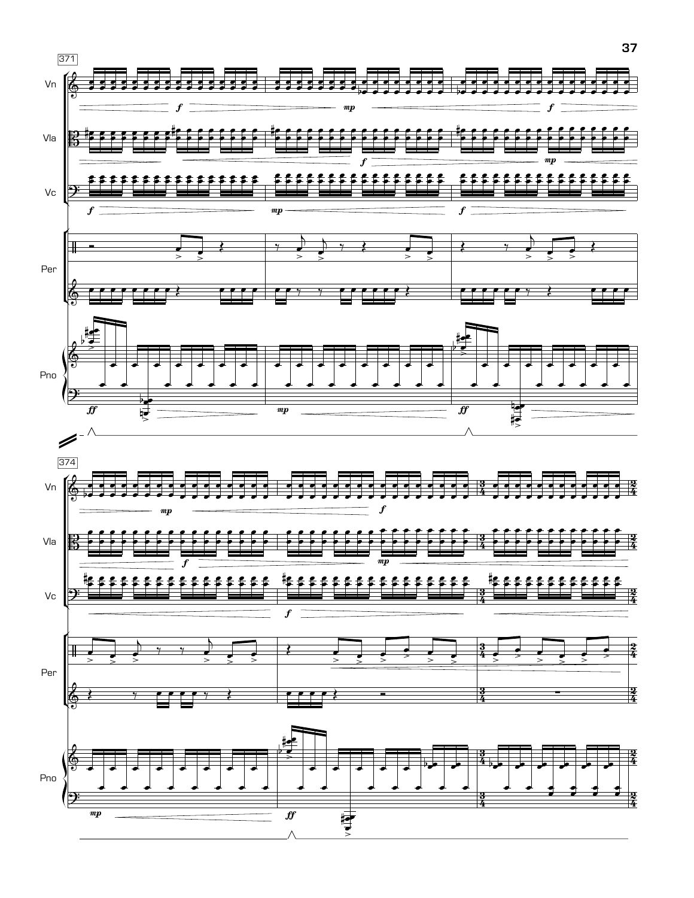371

Vn

Vla

Vc

Per

Pno

374

Vn

Vla

Vc

Per

Pno